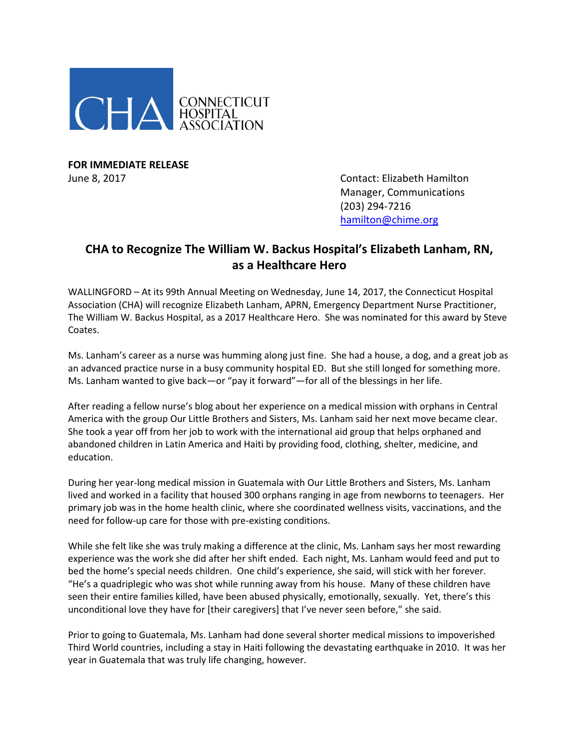CONNECTICUT HOSPITAL ASSOCIATION

**FOR IMMEDIATE RELEASE**
June 8, 2017

Contact: Elizabeth Hamilton
Manager, Communications
(203) 294-7216
hamilton@chime.org

## CHA to Recognize The William W. Backus Hospital's Elizabeth Lanham, RN, as a Healthcare Hero

WALLINGFORD – At its 99th Annual Meeting on Wednesday, June 14, 2017, the Connecticut Hospital Association (CHA) will recognize Elizabeth Lanham, APRN, Emergency Department Nurse Practitioner, The William W. Backus Hospital, as a 2017 Healthcare Hero. She was nominated for this award by Steve Coates.

Ms. Lanham's career as a nurse was humming along just fine. She had a house, a dog, and a great job as an advanced practice nurse in a busy community hospital ED. But she still longed for something more. Ms. Lanham wanted to give back—or "pay it forward"—for all of the blessings in her life.

After reading a fellow nurse's blog about her experience on a medical mission with orphans in Central America with the group Our Little Brothers and Sisters, Ms. Lanham said her next move became clear. She took a year off from her job to work with the international aid group that helps orphaned and abandoned children in Latin America and Haiti by providing food, clothing, shelter, medicine, and education.

During her year-long medical mission in Guatemala with Our Little Brothers and Sisters, Ms. Lanham lived and worked in a facility that housed 300 orphans ranging in age from newborns to teenagers. Her primary job was in the home health clinic, where she coordinated wellness visits, vaccinations, and the need for follow-up care for those with pre-existing conditions.

While she felt like she was truly making a difference at the clinic, Ms. Lanham says her most rewarding experience was the work she did after her shift ended. Each night, Ms. Lanham would feed and put to bed the home's special needs children. One child's experience, she said, will stick with her forever. "He's a quadriplegic who was shot while running away from his house. Many of these children have seen their entire families killed, have been abused physically, emotionally, sexually. Yet, there's this unconditional love they have for [their caregivers] that I've never seen before," she said.

Prior to going to Guatemala, Ms. Lanham had done several shorter medical missions to impoverished Third World countries, including a stay in Haiti following the devastating earthquake in 2010. It was her year in Guatemala that was truly life changing, however.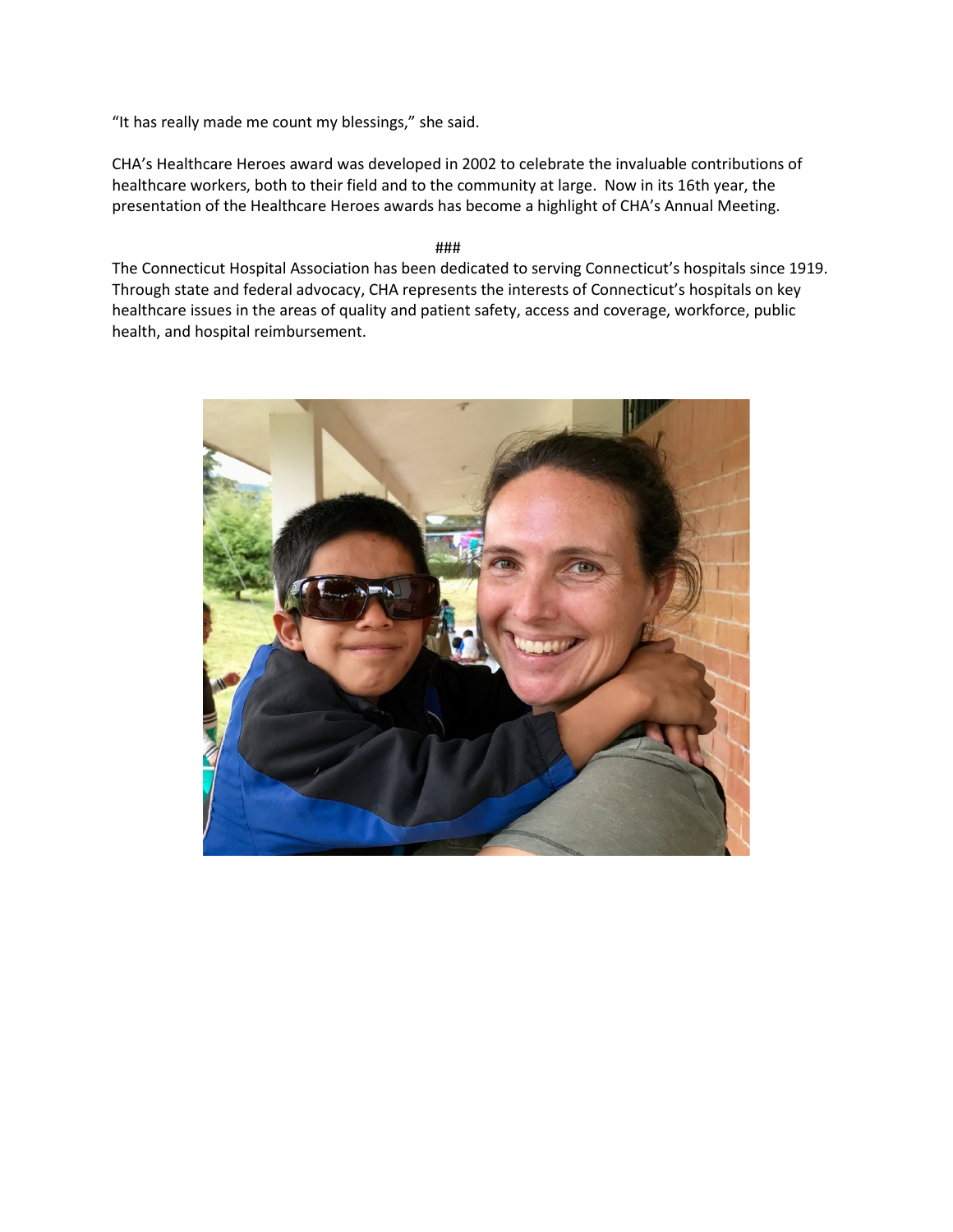"It has really made me count my blessings," she said.

CHA's Healthcare Heroes award was developed in 2002 to celebrate the invaluable contributions of healthcare workers, both to their field and to the community at large. Now in its 16th year, the presentation of the Healthcare Heroes awards has become a highlight of CHA's Annual Meeting.

###

The Connecticut Hospital Association has been dedicated to serving Connecticut's hospitals since 1919. Through state and federal advocacy, CHA represents the interests of Connecticut's hospitals on key healthcare issues in the areas of quality and patient safety, access and coverage, workforce, public health, and hospital reimbursement.